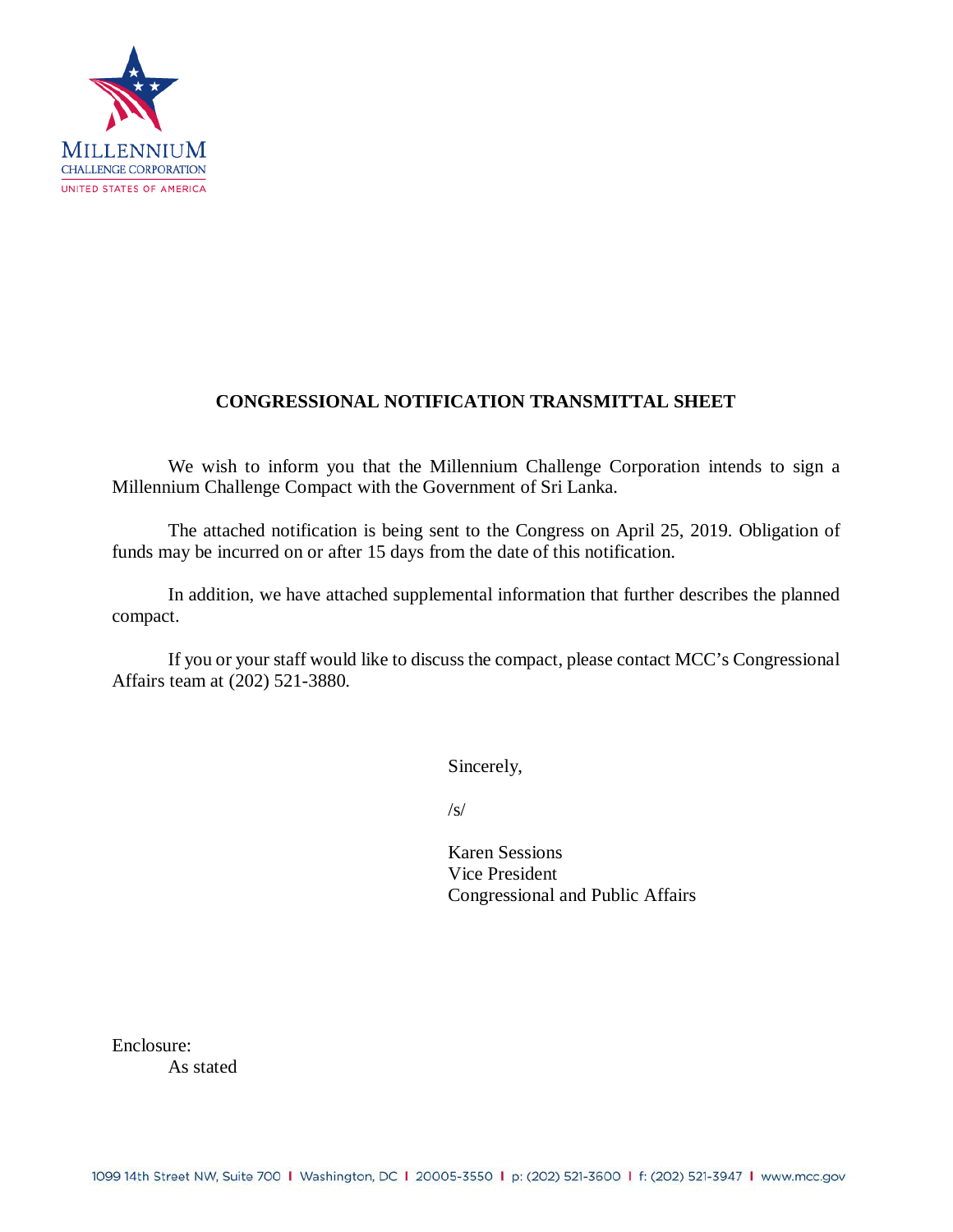MILLENNIUM
CHALLENGE CORPORATION
UNITED STATES OF AMERICA

# CONGRESSIONAL NOTIFICATION TRANSMITTAL SHEET

We wish to inform you that the Millennium Challenge Corporation intends to sign a Millennium Challenge Compact with the Government of Sri Lanka.

The attached notification is being sent to the Congress on April 25, 2019. Obligation of funds may be incurred on or after 15 days from the date of this notification.

In addition, we have attached supplemental information that further describes the planned compact.

If you or your staff would like to discuss the compact, please contact MCC's Congressional Affairs team at (202) 521-3880.

Sincerely,

/s/

Karen Sessions
Vice President
Congressional and Public Affairs

Enclosure:
As stated

1099 14th Street NW, Suite 700 | Washington, DC | 20005-3550 | p: (202) 521-3600 | f: (202) 521-3947 | www.mcc.gov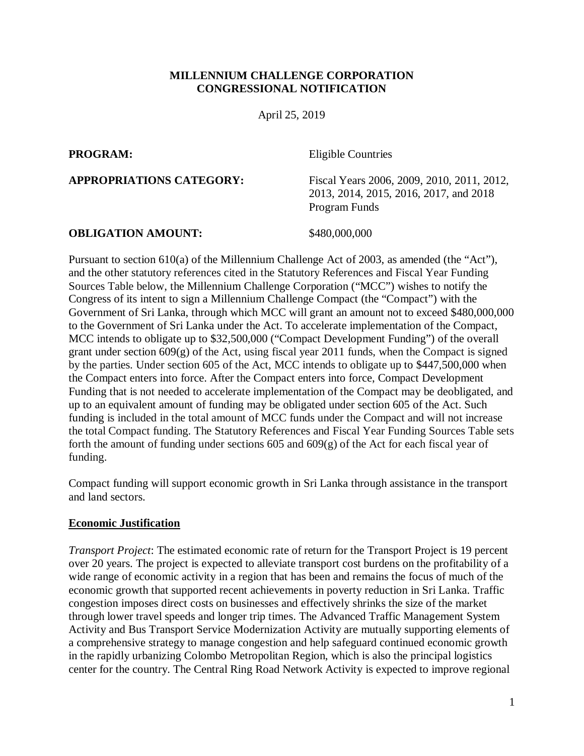**MILLENNIUM CHALLENGE CORPORATION**
**CONGRESSIONAL NOTIFICATION**

April 25, 2019

**PROGRAM:** Eligible Countries

**APPROPRIATIONS CATEGORY:** Fiscal Years 2006, 2009, 2010, 2011, 2012, 2013, 2014, 2015, 2016, 2017, and 2018 Program Funds

**OBLIGATION AMOUNT:** $480,000,000

Pursuant to section 610(a) of the Millennium Challenge Act of 2003, as amended (the "Act"), and the other statutory references cited in the Statutory References and Fiscal Year Funding Sources Table below, the Millennium Challenge Corporation ("MCC") wishes to notify the Congress of its intent to sign a Millennium Challenge Compact (the "Compact") with the Government of Sri Lanka, through which MCC will grant an amount not to exceed $480,000,000 to the Government of Sri Lanka under the Act. To accelerate implementation of the Compact, MCC intends to obligate up to $32,500,000 ("Compact Development Funding") of the overall grant under section 609(g) of the Act, using fiscal year 2011 funds, when the Compact is signed by the parties. Under section 605 of the Act, MCC intends to obligate up to $447,500,000 when the Compact enters into force. After the Compact enters into force, Compact Development Funding that is not needed to accelerate implementation of the Compact may be deobligated, and up to an equivalent amount of funding may be obligated under section 605 of the Act. Such funding is included in the total amount of MCC funds under the Compact and will not increase the total Compact funding. The Statutory References and Fiscal Year Funding Sources Table sets forth the amount of funding under sections 605 and 609(g) of the Act for each fiscal year of funding.

Compact funding will support economic growth in Sri Lanka through assistance in the transport and land sectors.

**Economic Justification**

*Transport Project*: The estimated economic rate of return for the Transport Project is 19 percent over 20 years. The project is expected to alleviate transport cost burdens on the profitability of a wide range of economic activity in a region that has been and remains the focus of much of the economic growth that supported recent achievements in poverty reduction in Sri Lanka. Traffic congestion imposes direct costs on businesses and effectively shrinks the size of the market through lower travel speeds and longer trip times. The Advanced Traffic Management System Activity and Bus Transport Service Modernization Activity are mutually supporting elements of a comprehensive strategy to manage congestion and help safeguard continued economic growth in the rapidly urbanizing Colombo Metropolitan Region, which is also the principal logistics center for the country. The Central Ring Road Network Activity is expected to improve regional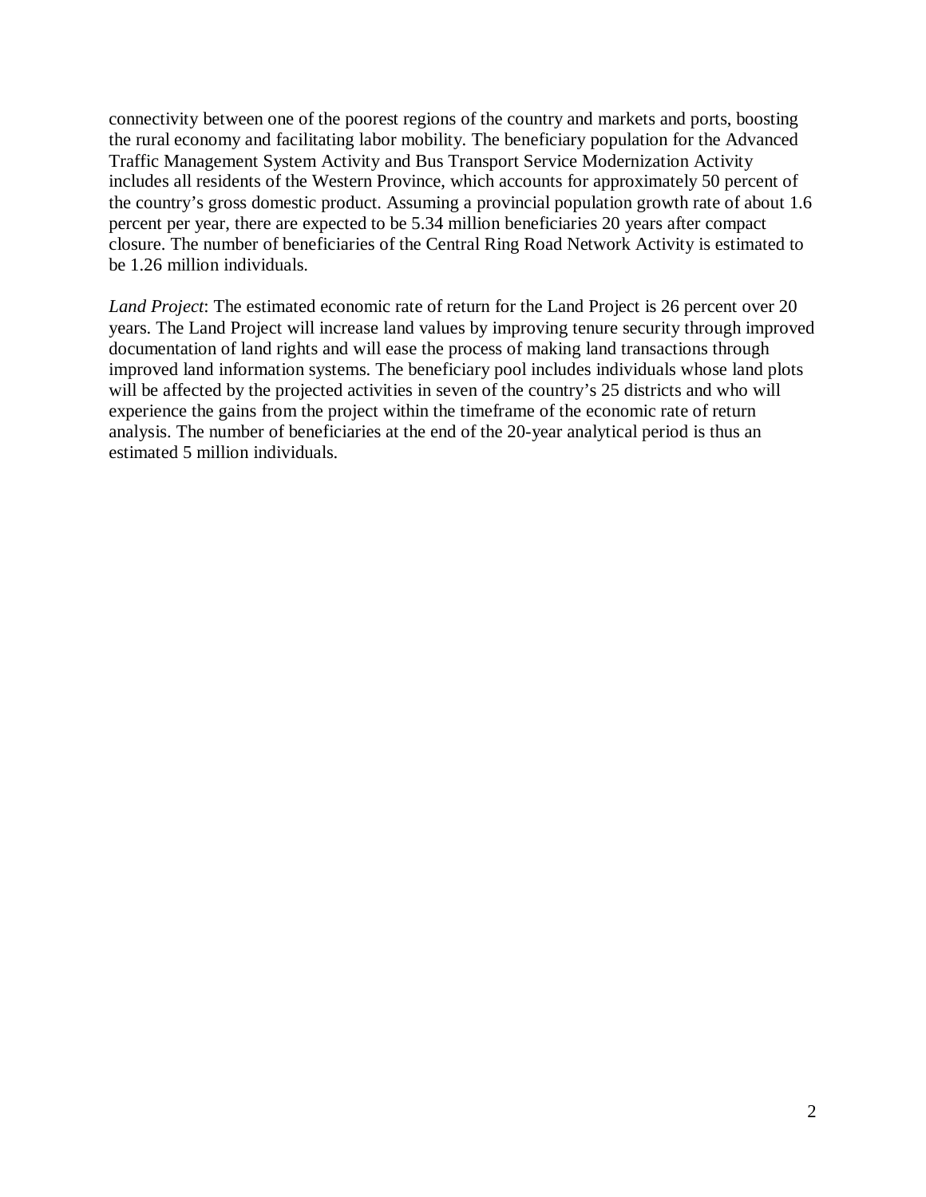connectivity between one of the poorest regions of the country and markets and ports, boosting the rural economy and facilitating labor mobility. The beneficiary population for the Advanced Traffic Management System Activity and Bus Transport Service Modernization Activity includes all residents of the Western Province, which accounts for approximately 50 percent of the country's gross domestic product. Assuming a provincial population growth rate of about 1.6 percent per year, there are expected to be 5.34 million beneficiaries 20 years after compact closure. The number of beneficiaries of the Central Ring Road Network Activity is estimated to be 1.26 million individuals.

*Land Project*: The estimated economic rate of return for the Land Project is 26 percent over 20 years. The Land Project will increase land values by improving tenure security through improved documentation of land rights and will ease the process of making land transactions through improved land information systems. The beneficiary pool includes individuals whose land plots will be affected by the projected activities in seven of the country's 25 districts and who will experience the gains from the project within the timeframe of the economic rate of return analysis. The number of beneficiaries at the end of the 20-year analytical period is thus an estimated 5 million individuals.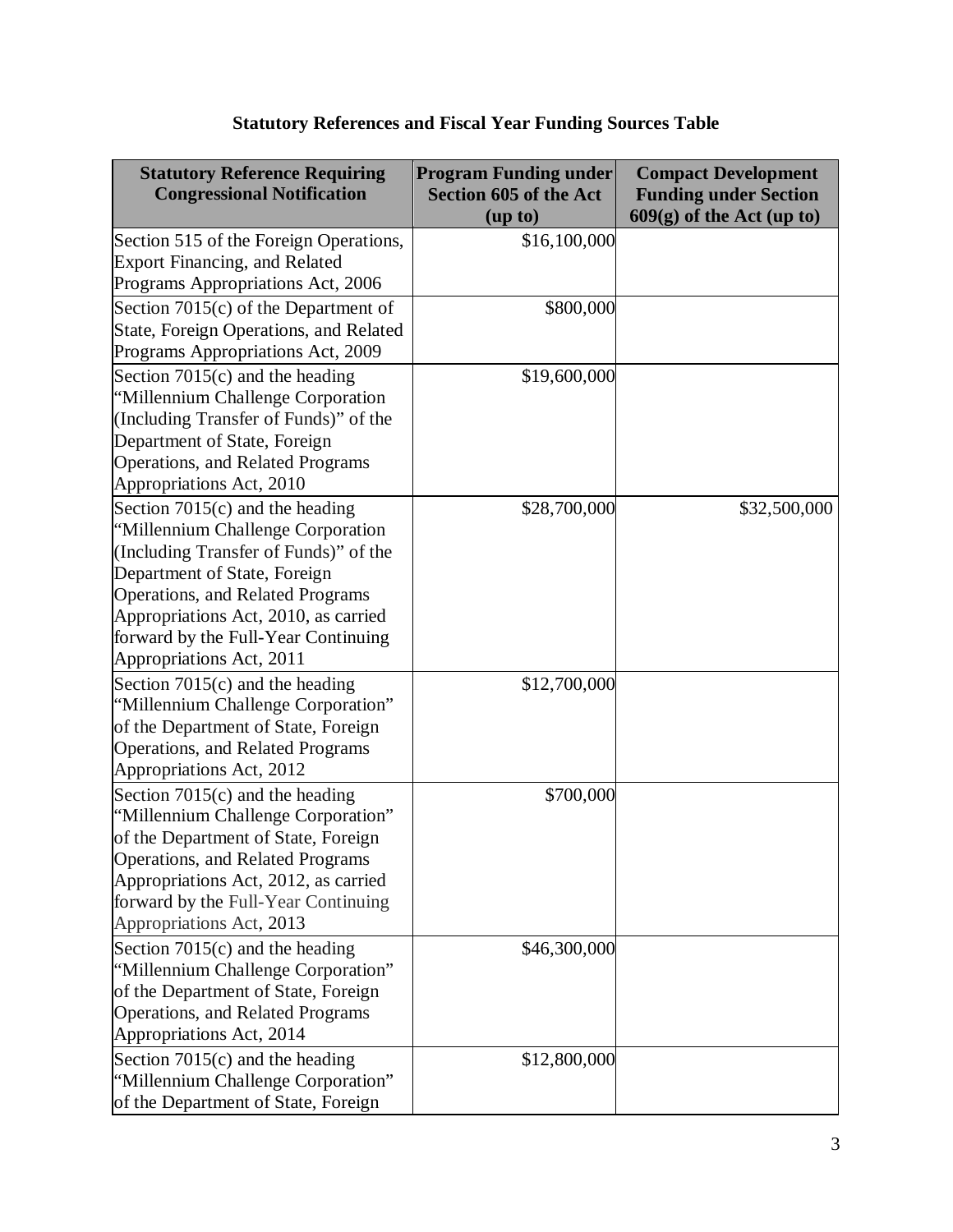**Statistory References and Fiscal Year Funding Sources Table**

| Statutory Reference Requiring Congressional Notification | Program Funding under Section 605 of the Act (up to) | Compact Development Funding under Section 609(g) of the Act (up to) |
|---|---|---|
| Section 515 of the Foreign Operations, Export Financing, and Related Programs Appropriations Act, 2006 | $16,100,000 | |
| Section 7015(c) of the Department of State, Foreign Operations, and Related Programs Appropriations Act, 2009 | $800,000 | |
| Section 7015(c) and the heading "Millennium Challenge Corporation (Including Transfer of Funds)" of the Department of State, Foreign Operations, and Related Programs Appropriations Act, 2010 | $19,600,000 | |
| Section 7015(c) and the heading "Millennium Challenge Corporation (Including Transfer of Funds)" of the Department of State, Foreign Operations, and Related Programs Appropriations Act, 2010, as carried forward by the Full-Year Continuing Appropriations Act, 2011 | $28,700,000 | $32,500,000 |
| Section 7015(c) and the heading "Millennium Challenge Corporation" of the Department of State, Foreign Operations, and Related Programs Appropriations Act, 2012 | $12,700,000 | |
| Section 7015(c) and the heading "Millennium Challenge Corporation" of the Department of State, Foreign Operations, and Related Programs Appropriations Act, 2012, as carried forward by the Full-Year Continuing Appropriations Act, 2013 | $700,000 | |
| Section 7015(c) and the heading "Millennium Challenge Corporation" of the Department of State, Foreign Operations, and Related Programs Appropriations Act, 2014 | $46,300,000 | |
| Section 7015(c) and the heading "Millennium Challenge Corporation" of the Department of State, Foreign | $12,800,000 | |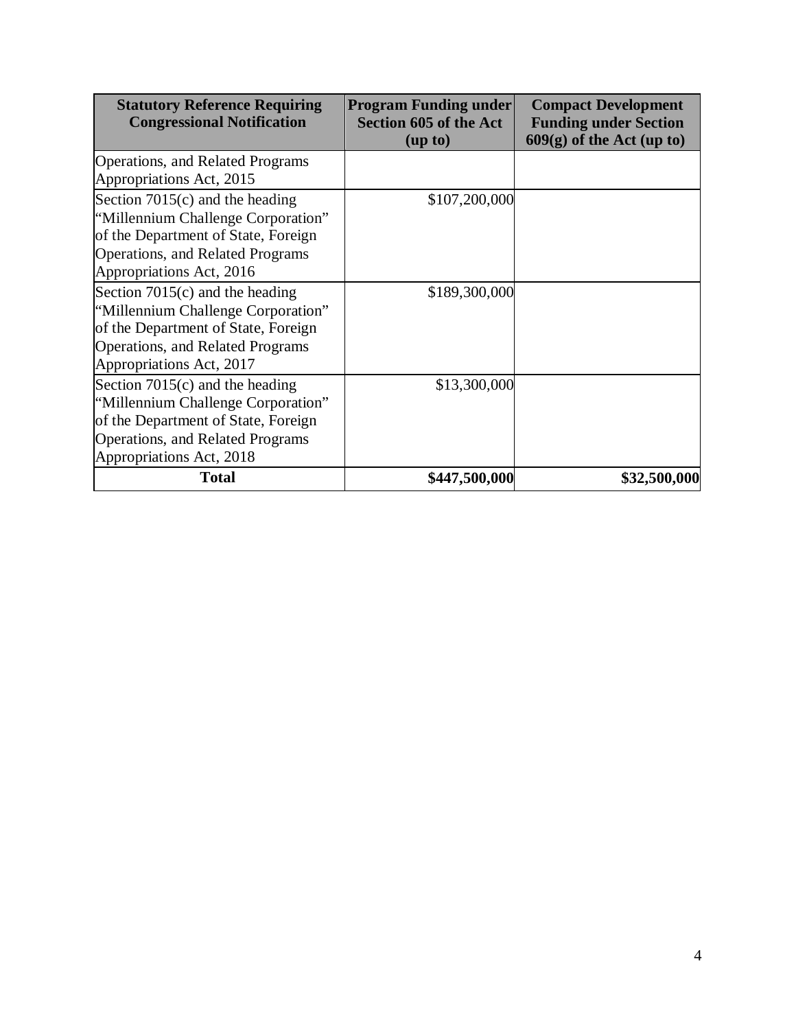| Statutory Reference Requiring Congressional Notification | Program Funding under Section 605 of the Act (up to) | Compact Development Funding under Section 609(g) of the Act (up to) |
|---|---|---|
| Operations, and Related Programs Appropriations Act, 2015 | | |
| Section 7015(c) and the heading "Millennium Challenge Corporation" of the Department of State, Foreign Operations, and Related Programs Appropriations Act, 2016 | $107,200,000 | |
| Section 7015(c) and the heading "Millennium Challenge Corporation" of the Department of State, Foreign Operations, and Related Programs Appropriations Act, 2017 | $189,300,000 | |
| Section 7015(c) and the heading "Millennium Challenge Corporation" of the Department of State, Foreign Operations, and Related Programs Appropriations Act, 2018 | $13,300,000 | |
| **Total** | **$447,500,000** | **$32,500,000** |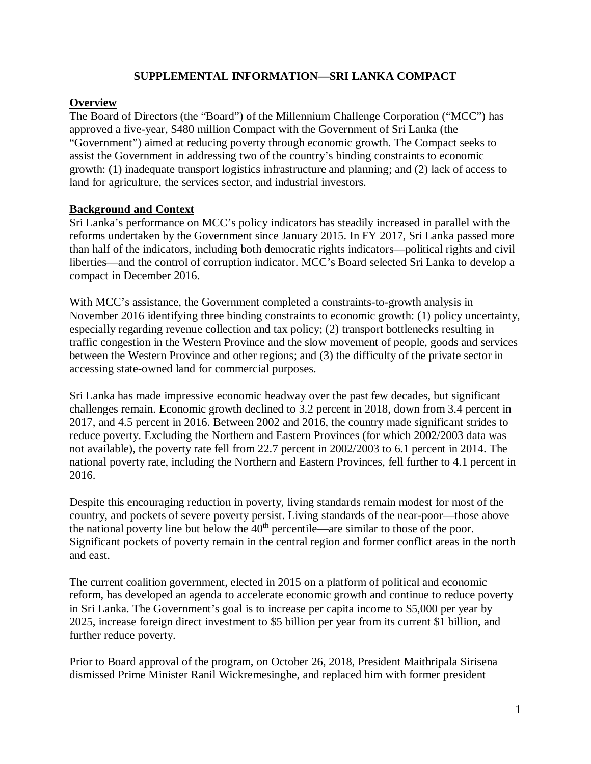# SUPPLEMENTAL INFORMATION—SRI LANKA COMPACT

## Overview

The Board of Directors (the "Board") of the Millennium Challenge Corporation ("MCC") has approved a five-year, $480 million Compact with the Government of Sri Lanka (the "Government") aimed at reducing poverty through economic growth. The Compact seeks to assist the Government in addressing two of the country's binding constraints to economic growth: (1) inadequate transport logistics infrastructure and planning; and (2) lack of access to land for agriculture, the services sector, and industrial investors.

## Background and Context

Sri Lanka's performance on MCC's policy indicators has steadily increased in parallel with the reforms undertaken by the Government since January 2015. In FY 2017, Sri Lanka passed more than half of the indicators, including both democratic rights indicators—political rights and civil liberties—and the control of corruption indicator. MCC's Board selected Sri Lanka to develop a compact in December 2016.

With MCC's assistance, the Government completed a constraints-to-growth analysis in November 2016 identifying three binding constraints to economic growth: (1) policy uncertainty, especially regarding revenue collection and tax policy; (2) transport bottlenecks resulting in traffic congestion in the Western Province and the slow movement of people, goods and services between the Western Province and other regions; and (3) the difficulty of the private sector in accessing state-owned land for commercial purposes.

Sri Lanka has made impressive economic headway over the past few decades, but significant challenges remain. Economic growth declined to 3.2 percent in 2018, down from 3.4 percent in 2017, and 4.5 percent in 2016. Between 2002 and 2016, the country made significant strides to reduce poverty. Excluding the Northern and Eastern Provinces (for which 2002/2003 data was not available), the poverty rate fell from 22.7 percent in 2002/2003 to 6.1 percent in 2014. The national poverty rate, including the Northern and Eastern Provinces, fell further to 4.1 percent in 2016.

Despite this encouraging reduction in poverty, living standards remain modest for most of the country, and pockets of severe poverty persist. Living standards of the near-poor—those above the national poverty line but below the 40th percentile—are similar to those of the poor. Significant pockets of poverty remain in the central region and former conflict areas in the north and east.

The current coalition government, elected in 2015 on a platform of political and economic reform, has developed an agenda to accelerate economic growth and continue to reduce poverty in Sri Lanka. The Government's goal is to increase per capita income to $5,000 per year by 2025, increase foreign direct investment to $5 billion per year from its current $1 billion, and further reduce poverty.

Prior to Board approval of the program, on October 26, 2018, President Maithripala Sirisena dismissed Prime Minister Ranil Wickremesinghe, and replaced him with former president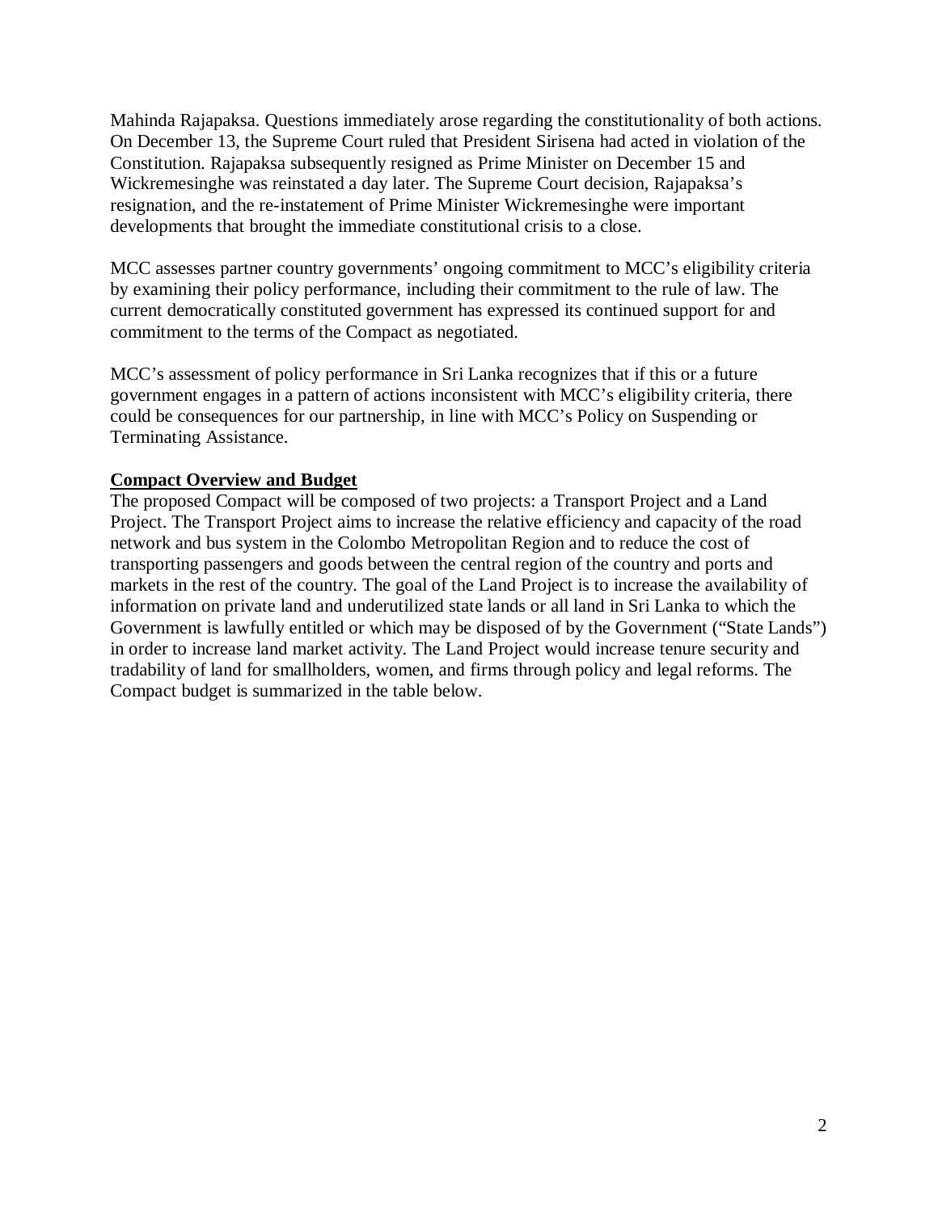Mahinda Rajapaksa. Questions immediately arose regarding the constitutionality of both actions. On December 13, the Supreme Court ruled that President Sirisena had acted in violation of the Constitution. Rajapaksa subsequently resigned as Prime Minister on December 15 and Wickremesinghe was reinstated a day later. The Supreme Court decision, Rajapaksa's resignation, and the re-instatement of Prime Minister Wickremesinghe were important developments that brought the immediate constitutional crisis to a close.

MCC assesses partner country governments' ongoing commitment to MCC's eligibility criteria by examining their policy performance, including their commitment to the rule of law. The current democratically constituted government has expressed its continued support for and commitment to the terms of the Compact as negotiated.

MCC's assessment of policy performance in Sri Lanka recognizes that if this or a future government engages in a pattern of actions inconsistent with MCC's eligibility criteria, there could be consequences for our partnership, in line with MCC's Policy on Suspending or Terminating Assistance.

**Compact Overview and Budget**

The proposed Compact will be composed of two projects: a Transport Project and a Land Project. The Transport Project aims to increase the relative efficiency and capacity of the road network and bus system in the Colombo Metropolitan Region and to reduce the cost of transporting passengers and goods between the central region of the country and ports and markets in the rest of the country. The goal of the Land Project is to increase the availability of information on private land and underutilized state lands or all land in Sri Lanka to which the Government is lawfully entitled or which may be disposed of by the Government ("State Lands") in order to increase land market activity. The Land Project would increase tenure security and tradability of land for smallholders, women, and firms through policy and legal reforms. The Compact budget is summarized in the table below.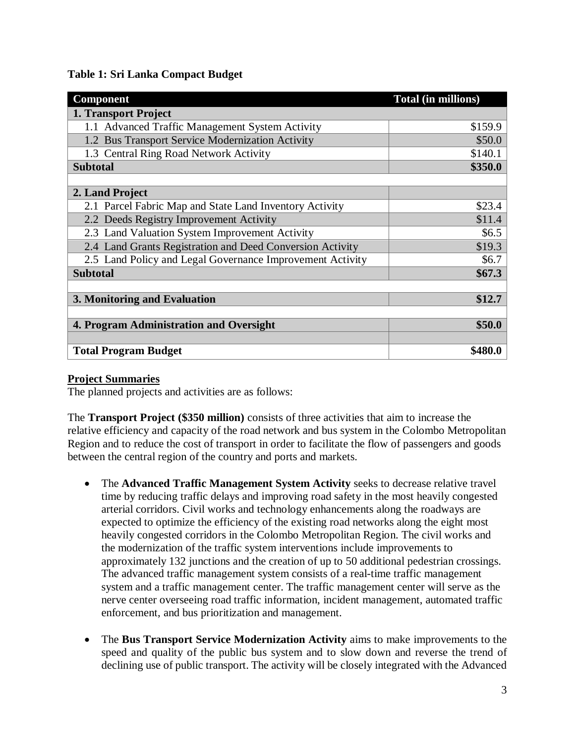**Table 1: Sri Lanka Compact Budget**

| Component | Total (in millions) |
|---|---|
| **1. Transport Project** | |
| 1.1 Advanced Traffic Management System Activity | $159.9 |
| 1.2 Bus Transport Service Modernization Activity | $50.0 |
| 1.3 Central Ring Road Network Activity | $140.1 |
| **Subtotal** | **$350.0** |
| | |
| **2. Land Project** | |
| 2.1 Parcel Fabric Map and State Land Inventory Activity | $23.4 |
| 2.2 Deeds Registry Improvement Activity | $11.4 |
| 2.3 Land Valuation System Improvement Activity | $6.5 |
| 2.4 Land Grants Registration and Deed Conversion Activity | $19.3 |
| 2.5 Land Policy and Legal Governance Improvement Activity | $6.7 |
| **Subtotal** | **$67.3** |
| | |
| **3. Monitoring and Evaluation** | **$12.7** |
| | |
| **4. Program Administration and Oversight** | **$50.0** |
| | |
| **Total Program Budget** | **$480.0** |

**<u>Project Summaries</u>**

The planned projects and activities are as follows:

The **Transport Project ($350 million)** consists of three activities that aim to increase the relative efficiency and capacity of the road network and bus system in the Colombo Metropolitan Region and to reduce the cost of transport in order to facilitate the flow of passengers and goods between the central region of the country and ports and markets.

- The **Advanced Traffic Management System Activity** seeks to decrease relative travel time by reducing traffic delays and improving road safety in the most heavily congested arterial corridors. Civil works and technology enhancements along the roadways are expected to optimize the efficiency of the existing road networks along the eight most heavily congested corridors in the Colombo Metropolitan Region. The civil works and the modernization of the traffic system interventions include improvements to approximately 132 junctions and the creation of up to 50 additional pedestrian crossings. The advanced traffic management system consists of a real-time traffic management system and a traffic management center. The traffic management center will serve as the nerve center overseeing road traffic information, incident management, automated traffic enforcement, and bus prioritization and management.

- The **Bus Transport Service Modernization Activity** aims to make improvements to the speed and quality of the public bus system and to slow down and reverse the trend of declining use of public transport. The activity will be closely integrated with the Advanced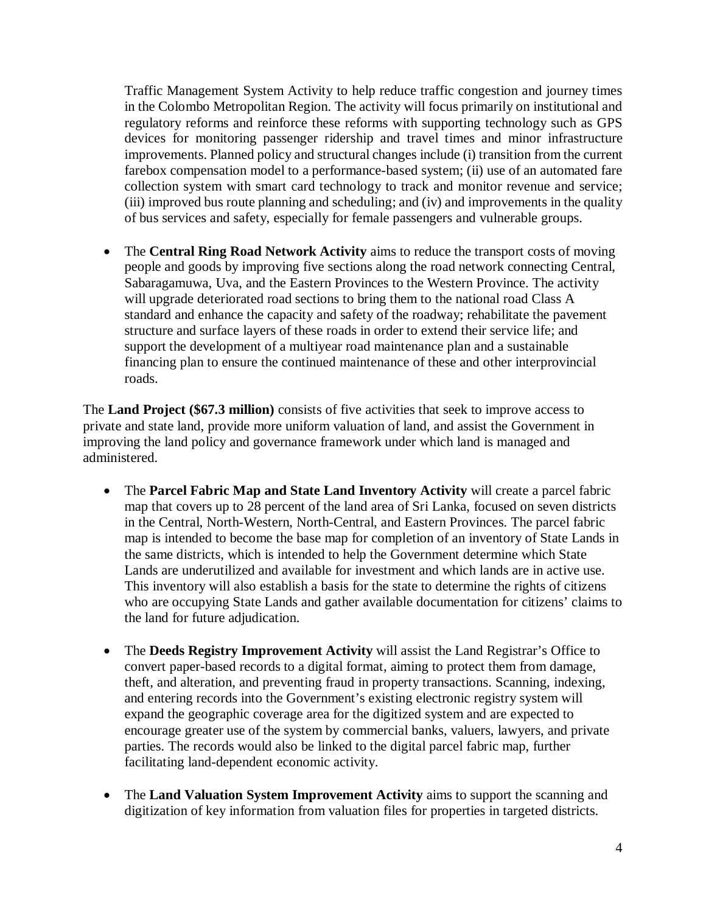Traffic Management System Activity to help reduce traffic congestion and journey times in the Colombo Metropolitan Region. The activity will focus primarily on institutional and regulatory reforms and reinforce these reforms with supporting technology such as GPS devices for monitoring passenger ridership and travel times and minor infrastructure improvements. Planned policy and structural changes include (i) transition from the current farebox compensation model to a performance-based system; (ii) use of an automated fare collection system with smart card technology to track and monitor revenue and service; (iii) improved bus route planning and scheduling; and (iv) and improvements in the quality of bus services and safety, especially for female passengers and vulnerable groups.

- The **Central Ring Road Network Activity** aims to reduce the transport costs of moving people and goods by improving five sections along the road network connecting Central, Sabaragamuwa, Uva, and the Eastern Provinces to the Western Province. The activity will upgrade deteriorated road sections to bring them to the national road Class A standard and enhance the capacity and safety of the roadway; rehabilitate the pavement structure and surface layers of these roads in order to extend their service life; and support the development of a multiyear road maintenance plan and a sustainable financing plan to ensure the continued maintenance of these and other interprovincial roads.

The **Land Project ($67.3 million)** consists of five activities that seek to improve access to private and state land, provide more uniform valuation of land, and assist the Government in improving the land policy and governance framework under which land is managed and administered.

- The **Parcel Fabric Map and State Land Inventory Activity** will create a parcel fabric map that covers up to 28 percent of the land area of Sri Lanka, focused on seven districts in the Central, North-Western, North-Central, and Eastern Provinces. The parcel fabric map is intended to become the base map for completion of an inventory of State Lands in the same districts, which is intended to help the Government determine which State Lands are underutilized and available for investment and which lands are in active use. This inventory will also establish a basis for the state to determine the rights of citizens who are occupying State Lands and gather available documentation for citizens' claims to the land for future adjudication.

- The **Deeds Registry Improvement Activity** will assist the Land Registrar's Office to convert paper-based records to a digital format, aiming to protect them from damage, theft, and alteration, and preventing fraud in property transactions. Scanning, indexing, and entering records into the Government's existing electronic registry system will expand the geographic coverage area for the digitized system and are expected to encourage greater use of the system by commercial banks, valuers, lawyers, and private parties. The records would also be linked to the digital parcel fabric map, further facilitating land-dependent economic activity.

- The **Land Valuation System Improvement Activity** aims to support the scanning and digitization of key information from valuation files for properties in targeted districts.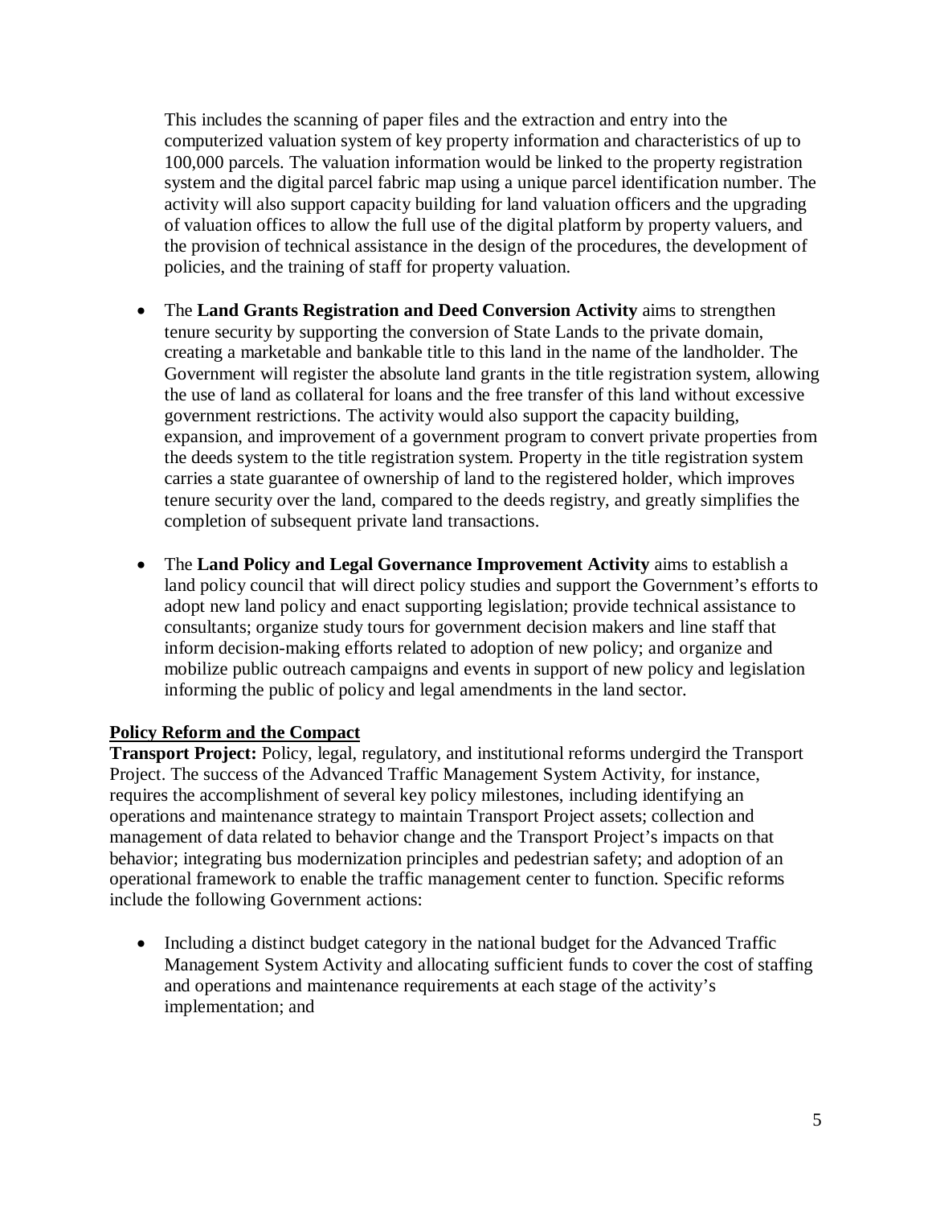This includes the scanning of paper files and the extraction and entry into the computerized valuation system of key property information and characteristics of up to 100,000 parcels. The valuation information would be linked to the property registration system and the digital parcel fabric map using a unique parcel identification number. The activity will also support capacity building for land valuation officers and the upgrading of valuation offices to allow the full use of the digital platform by property valuers, and the provision of technical assistance in the design of the procedures, the development of policies, and the training of staff for property valuation.

- The **Land Grants Registration and Deed Conversion Activity** aims to strengthen tenure security by supporting the conversion of State Lands to the private domain, creating a marketable and bankable title to this land in the name of the landholder. The Government will register the absolute land grants in the title registration system, allowing the use of land as collateral for loans and the free transfer of this land without excessive government restrictions. The activity would also support the capacity building, expansion, and improvement of a government program to convert private properties from the deeds system to the title registration system. Property in the title registration system carries a state guarantee of ownership of land to the registered holder, which improves tenure security over the land, compared to the deeds registry, and greatly simplifies the completion of subsequent private land transactions.

- The **Land Policy and Legal Governance Improvement Activity** aims to establish a land policy council that will direct policy studies and support the Government's efforts to adopt new land policy and enact supporting legislation; provide technical assistance to consultants; organize study tours for government decision makers and line staff that inform decision-making efforts related to adoption of new policy; and organize and mobilize public outreach campaigns and events in support of new policy and legislation informing the public of policy and legal amendments in the land sector.

**Policy Reform and the Compact**

**Transport Project:** Policy, legal, regulatory, and institutional reforms undergird the Transport Project. The success of the Advanced Traffic Management System Activity, for instance, requires the accomplishment of several key policy milestones, including identifying an operations and maintenance strategy to maintain Transport Project assets; collection and management of data related to behavior change and the Transport Project's impacts on that behavior; integrating bus modernization principles and pedestrian safety; and adoption of an operational framework to enable the traffic management center to function. Specific reforms include the following Government actions:

- Including a distinct budget category in the national budget for the Advanced Traffic Management System Activity and allocating sufficient funds to cover the cost of staffing and operations and maintenance requirements at each stage of the activity's implementation; and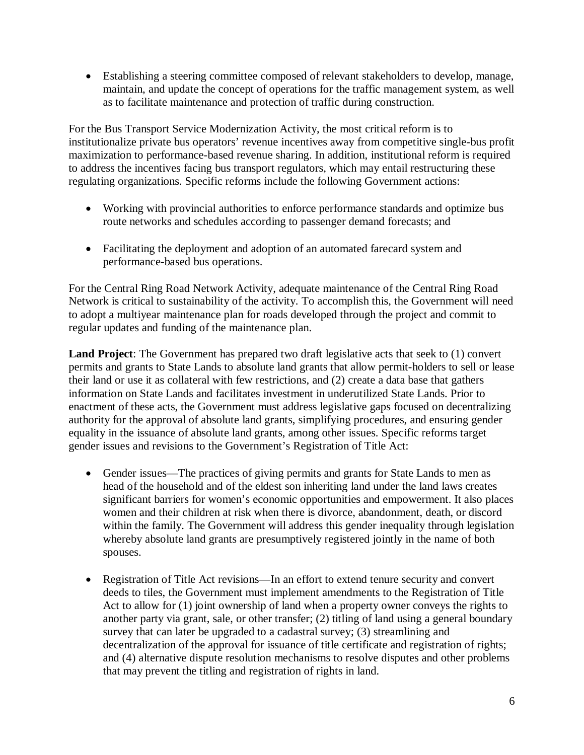- Establishing a steering committee composed of relevant stakeholders to develop, manage, maintain, and update the concept of operations for the traffic management system, as well as to facilitate maintenance and protection of traffic during construction.

For the Bus Transport Service Modernization Activity, the most critical reform is to institutionalize private bus operators' revenue incentives away from competitive single-bus profit maximization to performance-based revenue sharing. In addition, institutional reform is required to address the incentives facing bus transport regulators, which may entail restructuring these regulating organizations. Specific reforms include the following Government actions:

- Working with provincial authorities to enforce performance standards and optimize bus route networks and schedules according to passenger demand forecasts; and

- Facilitating the deployment and adoption of an automated farecard system and performance-based bus operations.

For the Central Ring Road Network Activity, adequate maintenance of the Central Ring Road Network is critical to sustainability of the activity. To accomplish this, the Government will need to adopt a multiyear maintenance plan for roads developed through the project and commit to regular updates and funding of the maintenance plan.

**Land Project**: The Government has prepared two draft legislative acts that seek to (1) convert permits and grants to State Lands to absolute land grants that allow permit-holders to sell or lease their land or use it as collateral with few restrictions, and (2) create a data base that gathers information on State Lands and facilitates investment in underutilized State Lands. Prior to enactment of these acts, the Government must address legislative gaps focused on decentralizing authority for the approval of absolute land grants, simplifying procedures, and ensuring gender equality in the issuance of absolute land grants, among other issues. Specific reforms target gender issues and revisions to the Government's Registration of Title Act:

- Gender issues—The practices of giving permits and grants for State Lands to men as head of the household and of the eldest son inheriting land under the land laws creates significant barriers for women's economic opportunities and empowerment. It also places women and their children at risk when there is divorce, abandonment, death, or discord within the family. The Government will address this gender inequality through legislation whereby absolute land grants are presumptively registered jointly in the name of both spouses.

- Registration of Title Act revisions—In an effort to extend tenure security and convert deeds to tiles, the Government must implement amendments to the Registration of Title Act to allow for (1) joint ownership of land when a property owner conveys the rights to another party via grant, sale, or other transfer; (2) titling of land using a general boundary survey that can later be upgraded to a cadastral survey; (3) streamlining and decentralization of the approval for issuance of title certificate and registration of rights; and (4) alternative dispute resolution mechanisms to resolve disputes and other problems that may prevent the titling and registration of rights in land.